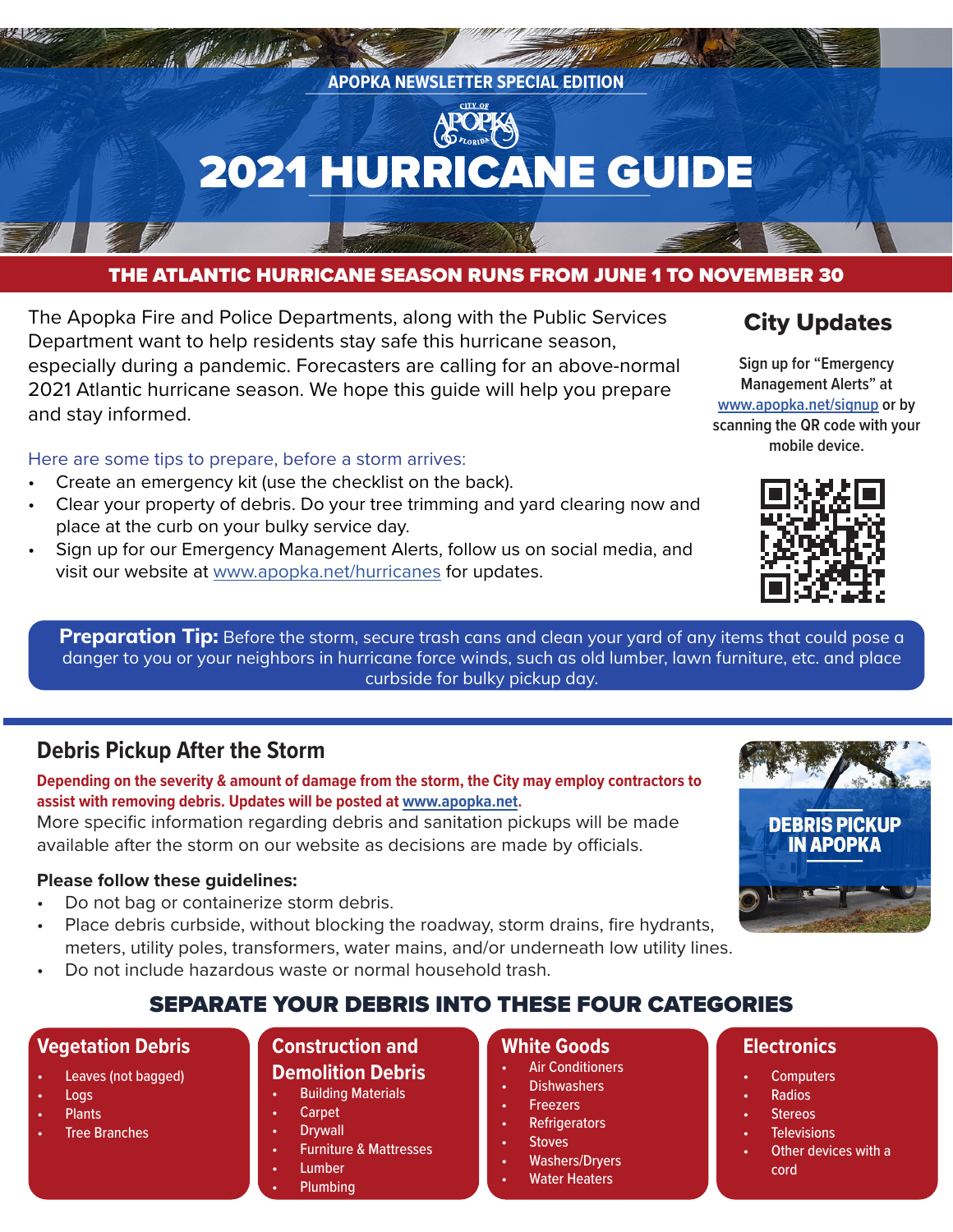APOPKA NEWSLETTER SPECIAL EDITION

CITY OF APOPKA FLORIDA

# 2021 HURRICANE GUIDE

**THE ATLANTIC HURRICANE SEASON RUNS FROM JUNE 1 TO NOVEMBER 30**

The Apopka Fire and Police Departments, along with the Public Services Department want to help residents stay safe this hurricane season, especially during a pandemic. Forecasters are calling for an above-normal 2021 Atlantic hurricane season. We hope this guide will help you prepare and stay informed.

Here are some tips to prepare, before a storm arrives:

- Create an emergency kit (use the checklist on the back).
- Clear your property of debris. Do your tree trimming and yard clearing now and place at the curb on your bulky service day.
- Sign up for our Emergency Management Alerts, follow us on social media, and visit our website at www.apopka.net/hurricanes for updates.

## City Updates

**Sign up for "Emergency Management Alerts" at www.apopka.net/signup or by scanning the QR code with your mobile device.**

**Preparation Tip:** Before the storm, secure trash cans and clean your yard of any items that could pose a danger to you or your neighbors in hurricane force winds, such as old lumber, lawn furniture, etc. and place curbside for bulky pickup day.

## Debris Pickup After the Storm

**Depending on the severity & amount of damage from the storm, the City may employ contractors to assist with removing debris. Updates will be posted at www.apopka.net.**

More specific information regarding debris and sanitation pickups will be made available after the storm on our website as decisions are made by officials.

DEBRIS PICKUP IN APOPKA

**Please follow these guidelines:**

- Do not bag or containerize storm debris.
- Place debris curbside, without blocking the roadway, storm drains, fire hydrants, meters, utility poles, transformers, water mains, and/or underneath low utility lines.
- Do not include hazardous waste or normal household trash.

## SEPARATE YOUR DEBRIS INTO THESE FOUR CATEGORIES

### Vegetation Debris

- Leaves (not bagged)
- Logs
- Plants
- Tree Branches

### Construction and Demolition Debris

- Building Materials
- Carpet
- Drywall
- Furniture & Mattresses
- Lumber
- Plumbing

### White Goods

- Air Conditioners
- Dishwashers
- Freezers
- Refrigerators
- Stoves
- Washers/Dryers
- Water Heaters

### Electronics

- Computers
- Radios
- Stereos
- Televisions
- Other devices with a cord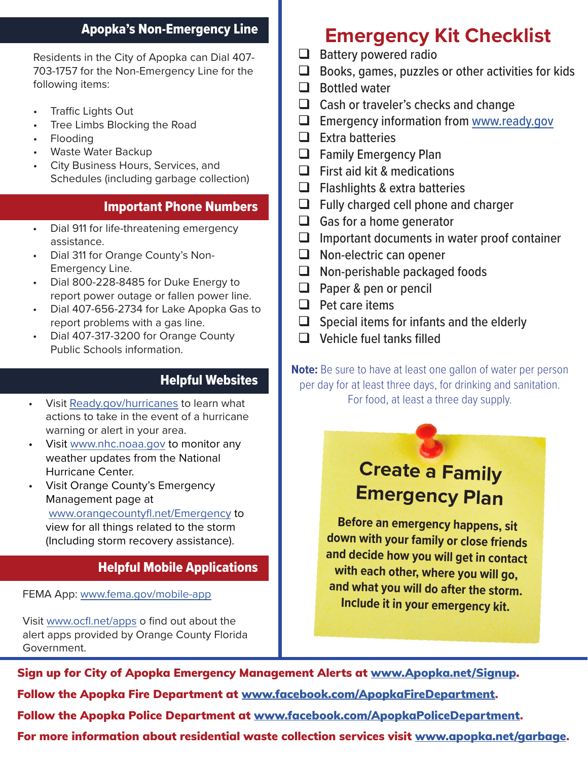## Apopka's Non-Emergency Line

Residents in the City of Apopka can Dial 407-703-1757 for the Non-Emergency Line for the following items:

- Traffic Lights Out
- Tree Limbs Blocking the Road
- Flooding
- Waste Water Backup
- City Business Hours, Services, and Schedules (including garbage collection)

## Important Phone Numbers

- Dial 911 for life-threatening emergency assistance.
- Dial 311 for Orange County's Non-Emergency Line.
- Dial 800-228-8485 for Duke Energy to report power outage or fallen power line.
- Dial 407-656-2734 for Lake Apopka Gas to report problems with a gas line.
- Dial 407-317-3200 for Orange County Public Schools information.

## Helpful Websites

- Visit Ready.gov/hurricanes to learn what actions to take in the event of a hurricane warning or alert in your area.
- Visit www.nhc.noaa.gov to monitor any weather updates from the National Hurricane Center.
- Visit Orange County's Emergency Management page at www.orangecountyfl.net/Emergency to view for all things related to the storm (Including storm recovery assistance).

## Helpful Mobile Applications

FEMA App: www.fema.gov/mobile-app

Visit www.ocfl.net/apps o find out about the alert apps provided by Orange County Florida Government.

# Emergency Kit Checklist

- [ ] Battery powered radio
- [ ] Books, games, puzzles or other activities for kids
- [ ] Bottled water
- [ ] Cash or traveler's checks and change
- [ ] Emergency information from www.ready.gov
- [ ] Extra batteries
- [ ] Family Emergency Plan
- [ ] First aid kit & medications
- [ ] Flashlights & extra batteries
- [ ] Fully charged cell phone and charger
- [ ] Gas for a home generator
- [ ] Important documents in water proof container
- [ ] Non-electric can opener
- [ ] Non-perishable packaged foods
- [ ] Paper & pen or pencil
- [ ] Pet care items
- [ ] Special items for infants and the elderly
- [ ] Vehicle fuel tanks filled

**Note:** Be sure to have at least one gallon of water per person per day for at least three days, for drinking and sanitation. For food, at least a three day supply.

## Create a Family Emergency Plan

**Before an emergency happens, sit down with your family or close friends and decide how you will get in contact with each other, where you will go, and what you will do after the storm. Include it in your emergency kit.**

**Sign up for City of Apopka Emergency Management Alerts at www.Apopka.net/Signup.**

**Follow the Apopka Fire Department at www.facebook.com/ApopkaFireDepartment.**

**Follow the Apopka Police Department at www.facebook.com/ApopkaPoliceDepartment.**

**For more information about residential waste collection services visit www.apopka.net/garbage.**